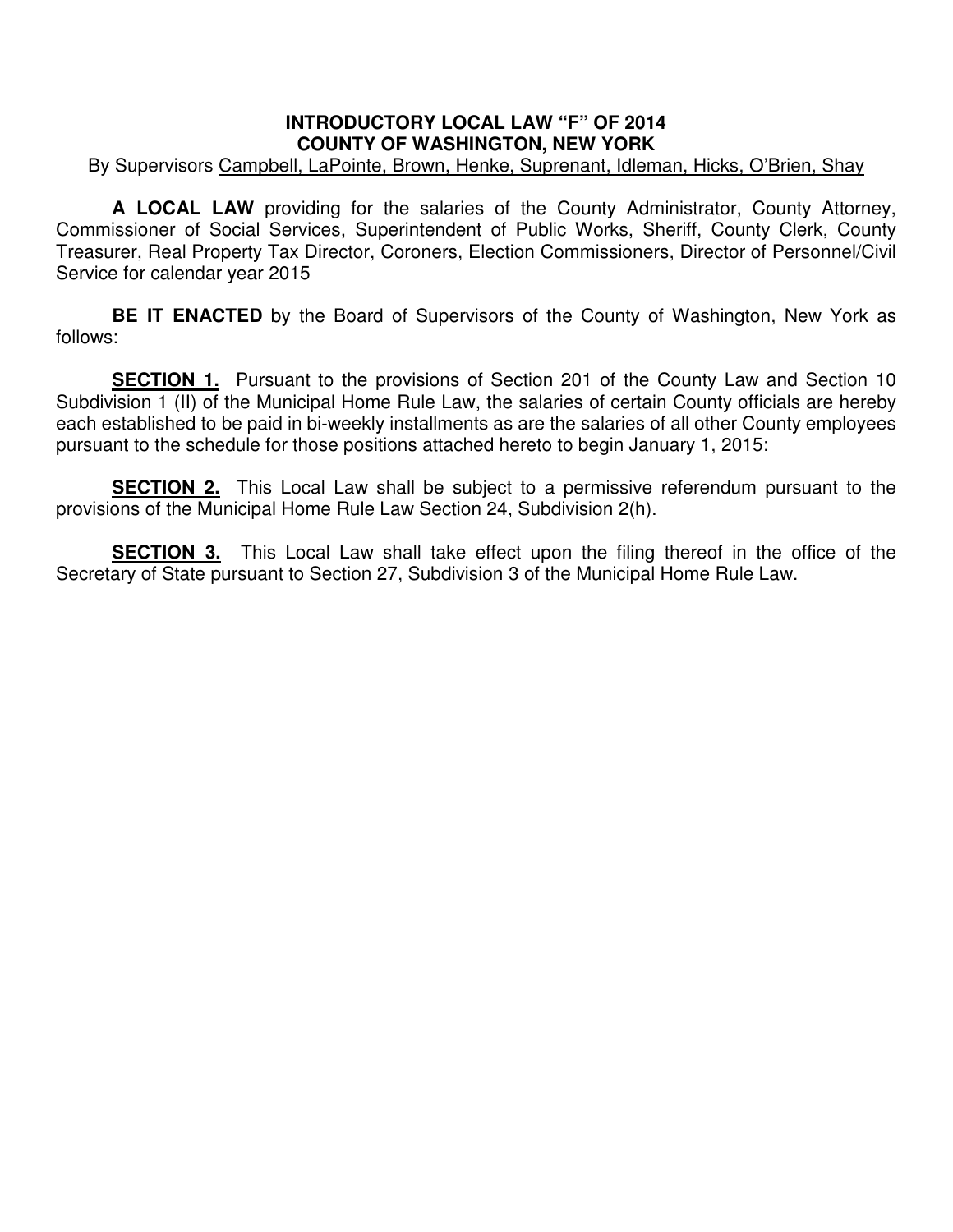**INTRODUCTORY LOCAL LAW "F" OF 2014**
**COUNTY OF WASHINGTON, NEW YORK**

By Supervisors Campbell, LaPointe, Brown, Henke, Suprenant, Idleman, Hicks, O'Brien, Shay

**A LOCAL LAW** providing for the salaries of the County Administrator, County Attorney, Commissioner of Social Services, Superintendent of Public Works, Sheriff, County Clerk, County Treasurer, Real Property Tax Director, Coroners, Election Commissioners, Director of Personnel/Civil Service for calendar year 2015

**BE IT ENACTED** by the Board of Supervisors of the County of Washington, New York as follows:

**SECTION 1.** Pursuant to the provisions of Section 201 of the County Law and Section 10 Subdivision 1 (II) of the Municipal Home Rule Law, the salaries of certain County officials are hereby each established to be paid in bi-weekly installments as are the salaries of all other County employees pursuant to the schedule for those positions attached hereto to begin January 1, 2015:

**SECTION 2.** This Local Law shall be subject to a permissive referendum pursuant to the provisions of the Municipal Home Rule Law Section 24, Subdivision 2(h).

**SECTION 3.** This Local Law shall take effect upon the filing thereof in the office of the Secretary of State pursuant to Section 27, Subdivision 3 of the Municipal Home Rule Law.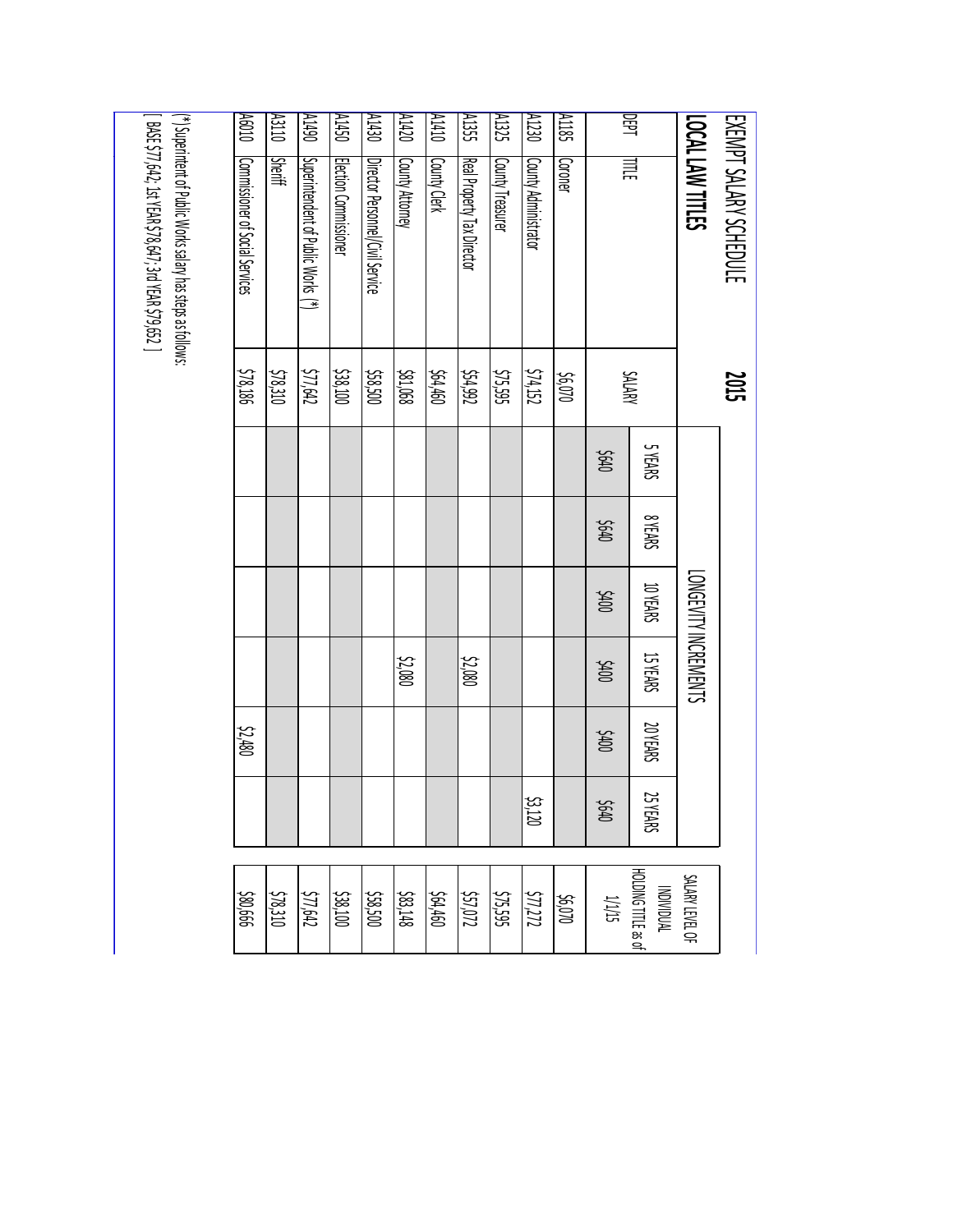# EXEMPT SALARY SCHEDULE 2015

## LOCAL LAW TITLES

| DEPT | TITLE | SALARY | LONGEVITY INCREMENTS | | | | | | SALARY LEVEL OF INDIVIDUAL HOLDING TITLE as of 1/1/15 |
|---|---|---|---|---|---|---|---|---|---|
| | | | 5 YEARS | 8 YEARS | 10 YEARS | 15 YEARS | 20 YEARS | 25 YEARS | |
| | | | $640 | $640 | $400 | $400 | $400 | $640 | |
| A1185 | Coroner | $6,070 | | | | | | | $6,070 |
| A1230 | County Administrator | $74,152 | | | | | | $3,120 | $77,272 |
| A1325 | County Treasurer | $75,595 | | | | | | | $75,595 |
| A1355 | Real Property Tax Director | $54,992 | | | | $2,080 | | | $57,072 |
| A1410 | County Clerk | $64,460 | | | | | | | $64,460 |
| A1420 | County Attorney | $81,068 | | | | $2,080 | | | $83,148 |
| A1430 | Director Personnel/Civil Service | $58,500 | | | | | | | $58,500 |
| A1450 | Election Commissioner | $38,100 | | | | | | | $38,100 |
| A1490 | Superintendent of Public Works (*) | $77,642 | | | | | | | $77,642 |
| A3110 | Sheriff | $78,310 | | | | | | | $78,310 |
| A6010 | Commissioner of Social Services | $78,186 | | | | | $2,480 | | $80,666 |

(*) Superintendent of Public Works salary has steps as follows:
[ BASE $77,642; 1st YEAR $78,647; 3rd YEAR $79,652 ]